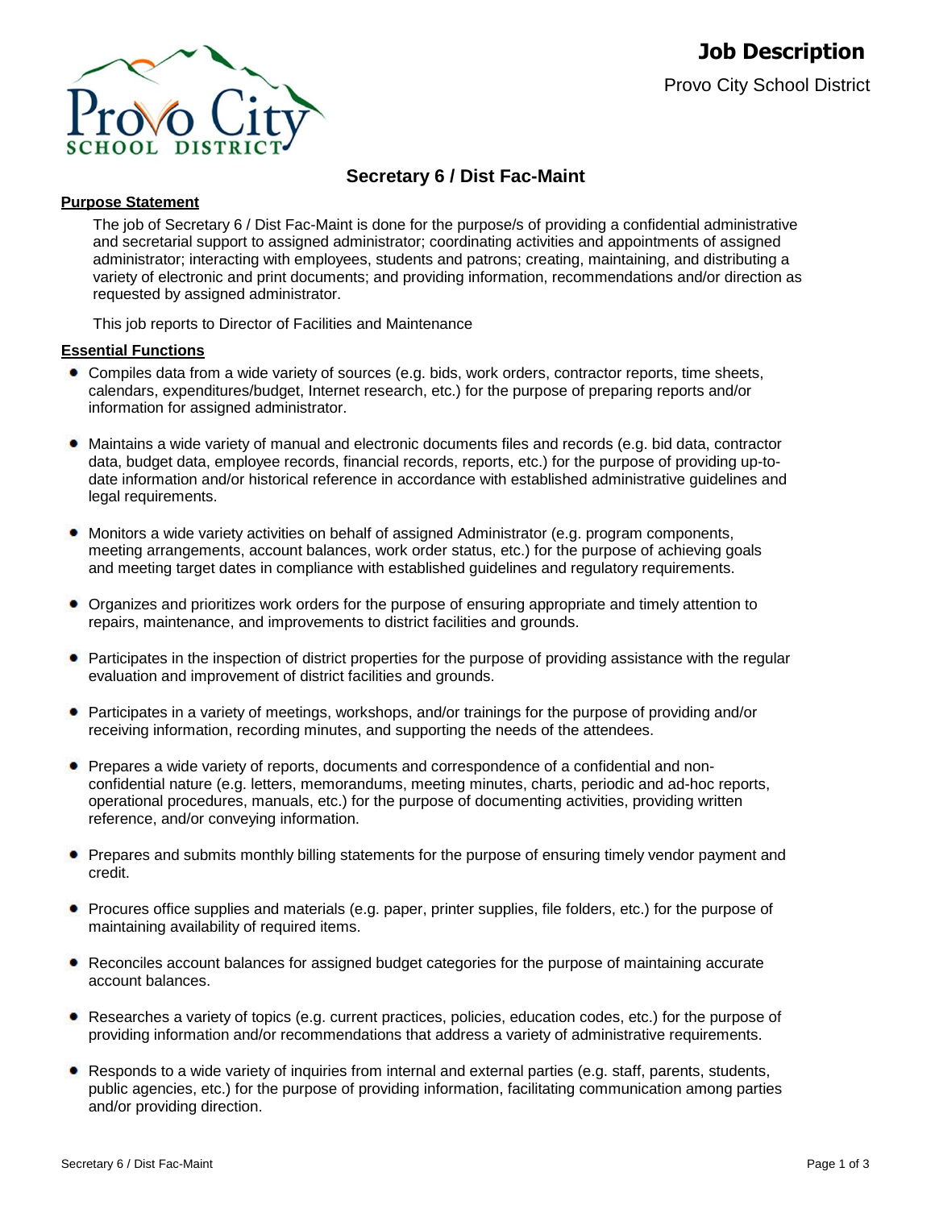# Job Description

Provo City School District

## Secretary 6 / Dist Fac-Maint

### Purpose Statement

The job of Secretary 6 / Dist Fac-Maint is done for the purpose/s of providing a confidential administrative and secretarial support to assigned administrator; coordinating activities and appointments of assigned administrator; interacting with employees, students and patrons; creating, maintaining, and distributing a variety of electronic and print documents; and providing information, recommendations and/or direction as requested by assigned administrator.

This job reports to Director of Facilities and Maintenance

### Essential Functions

- Compiles data from a wide variety of sources (e.g. bids, work orders, contractor reports, time sheets, calendars, expenditures/budget, Internet research, etc.) for the purpose of preparing reports and/or information for assigned administrator.
- Maintains a wide variety of manual and electronic documents files and records (e.g. bid data, contractor data, budget data, employee records, financial records, reports, etc.) for the purpose of providing up-to-date information and/or historical reference in accordance with established administrative guidelines and legal requirements.
- Monitors a wide variety activities on behalf of assigned Administrator (e.g. program components, meeting arrangements, account balances, work order status, etc.) for the purpose of achieving goals and meeting target dates in compliance with established guidelines and regulatory requirements.
- Organizes and prioritizes work orders for the purpose of ensuring appropriate and timely attention to repairs, maintenance, and improvements to district facilities and grounds.
- Participates in the inspection of district properties for the purpose of providing assistance with the regular evaluation and improvement of district facilities and grounds.
- Participates in a variety of meetings, workshops, and/or trainings for the purpose of providing and/or receiving information, recording minutes, and supporting the needs of the attendees.
- Prepares a wide variety of reports, documents and correspondence of a confidential and non-confidential nature (e.g. letters, memorandums, meeting minutes, charts, periodic and ad-hoc reports, operational procedures, manuals, etc.) for the purpose of documenting activities, providing written reference, and/or conveying information.
- Prepares and submits monthly billing statements for the purpose of ensuring timely vendor payment and credit.
- Procures office supplies and materials (e.g. paper, printer supplies, file folders, etc.) for the purpose of maintaining availability of required items.
- Reconciles account balances for assigned budget categories for the purpose of maintaining accurate account balances.
- Researches a variety of topics (e.g. current practices, policies, education codes, etc.) for the purpose of providing information and/or recommendations that address a variety of administrative requirements.
- Responds to a wide variety of inquiries from internal and external parties (e.g. staff, parents, students, public agencies, etc.) for the purpose of providing information, facilitating communication among parties and/or providing direction.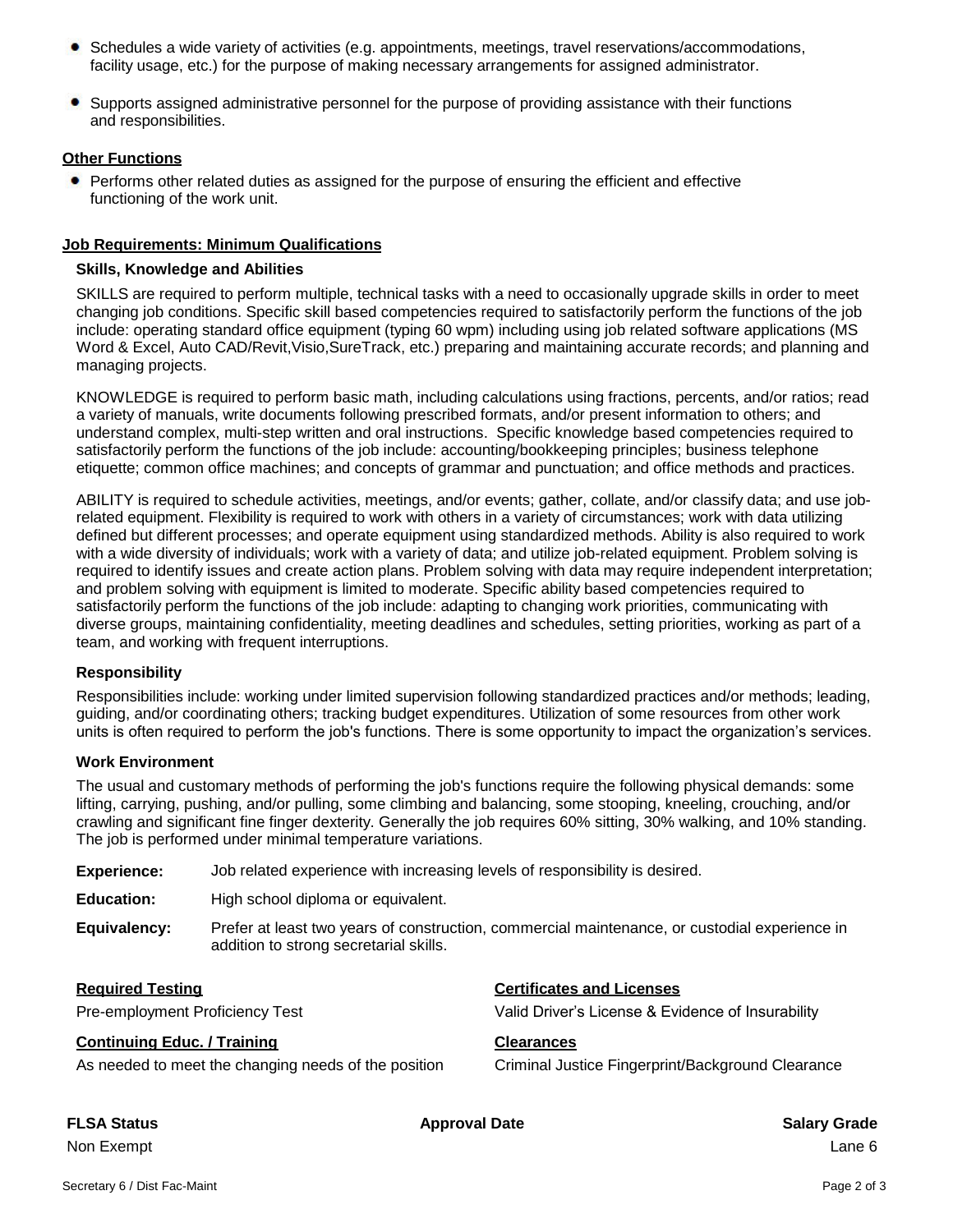- Schedules a wide variety of activities (e.g. appointments, meetings, travel reservations/accommodations, facility usage, etc.) for the purpose of making necessary arrangements for assigned administrator.
- Supports assigned administrative personnel for the purpose of providing assistance with their functions and responsibilities.

## Other Functions

- Performs other related duties as assigned for the purpose of ensuring the efficient and effective functioning of the work unit.

## Job Requirements: Minimum Qualifications

### Skills, Knowledge and Abilities

SKILLS are required to perform multiple, technical tasks with a need to occasionally upgrade skills in order to meet changing job conditions. Specific skill based competencies required to satisfactorily perform the functions of the job include: operating standard office equipment (typing 60 wpm) including using job related software applications (MS Word & Excel, Auto CAD/Revit,Visio,SureTrack, etc.) preparing and maintaining accurate records; and planning and managing projects.

KNOWLEDGE is required to perform basic math, including calculations using fractions, percents, and/or ratios; read a variety of manuals, write documents following prescribed formats, and/or present information to others; and understand complex, multi-step written and oral instructions. Specific knowledge based competencies required to satisfactorily perform the functions of the job include: accounting/bookkeeping principles; business telephone etiquette; common office machines; and concepts of grammar and punctuation; and office methods and practices.

ABILITY is required to schedule activities, meetings, and/or events; gather, collate, and/or classify data; and use job-related equipment. Flexibility is required to work with others in a variety of circumstances; work with data utilizing defined but different processes; and operate equipment using standardized methods. Ability is also required to work with a wide diversity of individuals; work with a variety of data; and utilize job-related equipment. Problem solving is required to identify issues and create action plans. Problem solving with data may require independent interpretation; and problem solving with equipment is limited to moderate. Specific ability based competencies required to satisfactorily perform the functions of the job include: adapting to changing work priorities, communicating with diverse groups, maintaining confidentiality, meeting deadlines and schedules, setting priorities, working as part of a team, and working with frequent interruptions.

### Responsibility

Responsibilities include: working under limited supervision following standardized practices and/or methods; leading, guiding, and/or coordinating others; tracking budget expenditures. Utilization of some resources from other work units is often required to perform the job's functions. There is some opportunity to impact the organization's services.

### Work Environment

The usual and customary methods of performing the job's functions require the following physical demands: some lifting, carrying, pushing, and/or pulling, some climbing and balancing, some stooping, kneeling, crouching, and/or crawling and significant fine finger dexterity. Generally the job requires 60% sitting, 30% walking, and 10% standing. The job is performed under minimal temperature variations.

**Experience:** Job related experience with increasing levels of responsibility is desired.

**Education:** High school diploma or equivalent.

**Equivalency:** Prefer at least two years of construction, commercial maintenance, or custodial experience in addition to strong secretarial skills.

**Required Testing**
Pre-employment Proficiency Test

**Certificates and Licenses**
Valid Driver's License & Evidence of Insurability

**Continuing Educ. / Training**
As needed to meet the changing needs of the position

**Clearances**
Criminal Justice Fingerprint/Background Clearance

| FLSA Status | Approval Date | Salary Grade |
|---|---|---|
| Non Exempt | | Lane 6 |